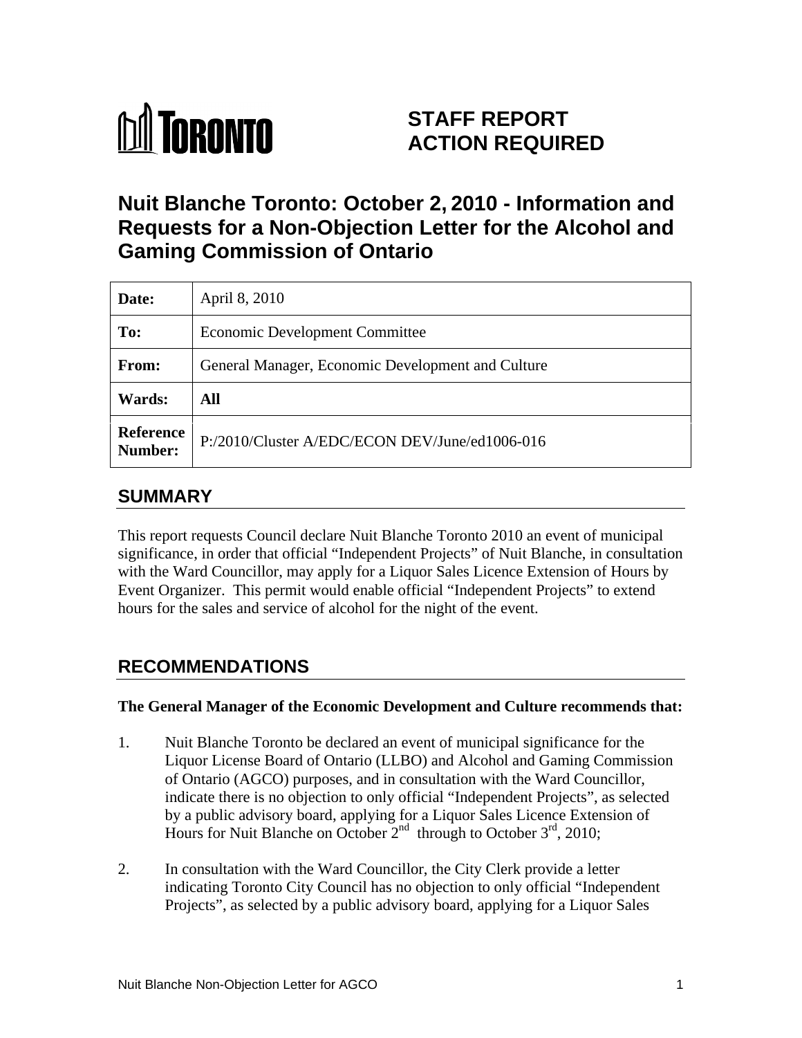# STAFF REPORT ACTION REQUIRED

## Nuit Blanche Toronto: October 2, 2010 - Information and Requests for a Non-Objection Letter for the Alcohol and Gaming Commission of Ontario

| | |
|---|---|
| **Date:** | April 8, 2010 |
| **To:** | Economic Development Committee |
| **From:** | General Manager, Economic Development and Culture |
| **Wards:** | **All** |
| **Reference Number:** | P:/2010/Cluster A/EDC/ECON DEV/June/ed1006-016 |

## SUMMARY

This report requests Council declare Nuit Blanche Toronto 2010 an event of municipal significance, in order that official "Independent Projects" of Nuit Blanche, in consultation with the Ward Councillor, may apply for a Liquor Sales Licence Extension of Hours by Event Organizer. This permit would enable official "Independent Projects" to extend hours for the sales and service of alcohol for the night of the event.

## RECOMMENDATIONS

**The General Manager of the Economic Development and Culture recommends that:**

1. Nuit Blanche Toronto be declared an event of municipal significance for the Liquor License Board of Ontario (LLBO) and Alcohol and Gaming Commission of Ontario (AGCO) purposes, and in consultation with the Ward Councillor, indicate there is no objection to only official "Independent Projects", as selected by a public advisory board, applying for a Liquor Sales Licence Extension of Hours for Nuit Blanche on October 2nd through to October 3rd, 2010;

2. In consultation with the Ward Councillor, the City Clerk provide a letter indicating Toronto City Council has no objection to only official "Independent Projects", as selected by a public advisory board, applying for a Liquor Sales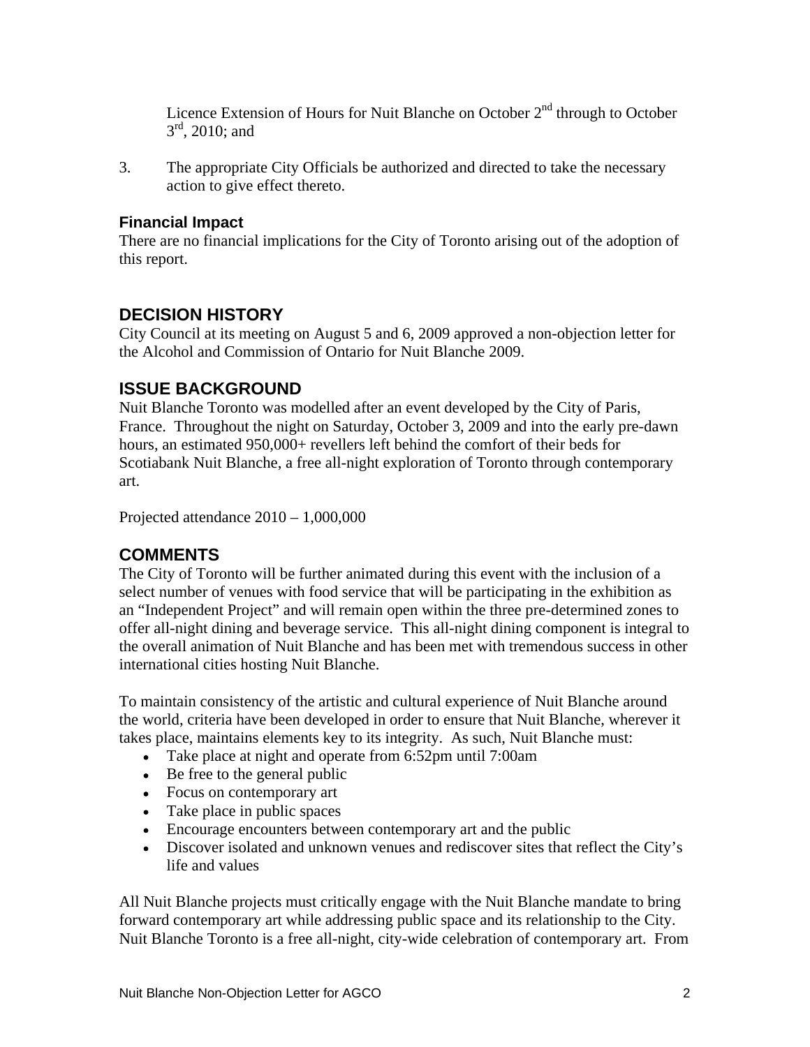Licence Extension of Hours for Nuit Blanche on October 2nd through to October 3rd, 2010; and

3. The appropriate City Officials be authorized and directed to take the necessary action to give effect thereto.

### Financial Impact

There are no financial implications for the City of Toronto arising out of the adoption of this report.

## DECISION HISTORY

City Council at its meeting on August 5 and 6, 2009 approved a non-objection letter for the Alcohol and Commission of Ontario for Nuit Blanche 2009.

## ISSUE BACKGROUND

Nuit Blanche Toronto was modelled after an event developed by the City of Paris, France. Throughout the night on Saturday, October 3, 2009 and into the early pre-dawn hours, an estimated 950,000+ revellers left behind the comfort of their beds for Scotiabank Nuit Blanche, a free all-night exploration of Toronto through contemporary art.

Projected attendance 2010 – 1,000,000

## COMMENTS

The City of Toronto will be further animated during this event with the inclusion of a select number of venues with food service that will be participating in the exhibition as an "Independent Project" and will remain open within the three pre-determined zones to offer all-night dining and beverage service. This all-night dining component is integral to the overall animation of Nuit Blanche and has been met with tremendous success in other international cities hosting Nuit Blanche.

To maintain consistency of the artistic and cultural experience of Nuit Blanche around the world, criteria have been developed in order to ensure that Nuit Blanche, wherever it takes place, maintains elements key to its integrity. As such, Nuit Blanche must:

- Take place at night and operate from 6:52pm until 7:00am
- Be free to the general public
- Focus on contemporary art
- Take place in public spaces
- Encourage encounters between contemporary art and the public
- Discover isolated and unknown venues and rediscover sites that reflect the City's life and values

All Nuit Blanche projects must critically engage with the Nuit Blanche mandate to bring forward contemporary art while addressing public space and its relationship to the City. Nuit Blanche Toronto is a free all-night, city-wide celebration of contemporary art. From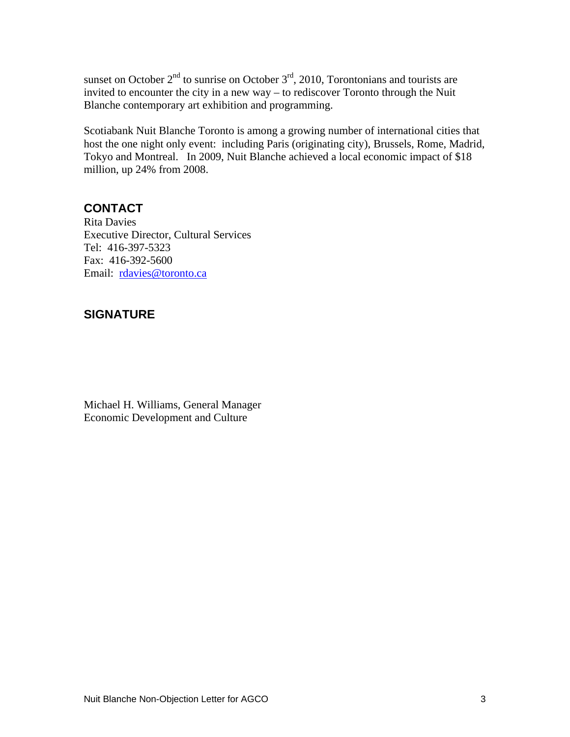sunset on October 2nd to sunrise on October 3rd, 2010, Torontonians and tourists are invited to encounter the city in a new way – to rediscover Toronto through the Nuit Blanche contemporary art exhibition and programming.

Scotiabank Nuit Blanche Toronto is among a growing number of international cities that host the one night only event: including Paris (originating city), Brussels, Rome, Madrid, Tokyo and Montreal. In 2009, Nuit Blanche achieved a local economic impact of $18 million, up 24% from 2008.

## CONTACT

Rita Davies
Executive Director, Cultural Services
Tel: 416-397-5323
Fax: 416-392-5600
Email: rdavies@toronto.ca

## SIGNATURE

Michael H. Williams, General Manager
Economic Development and Culture